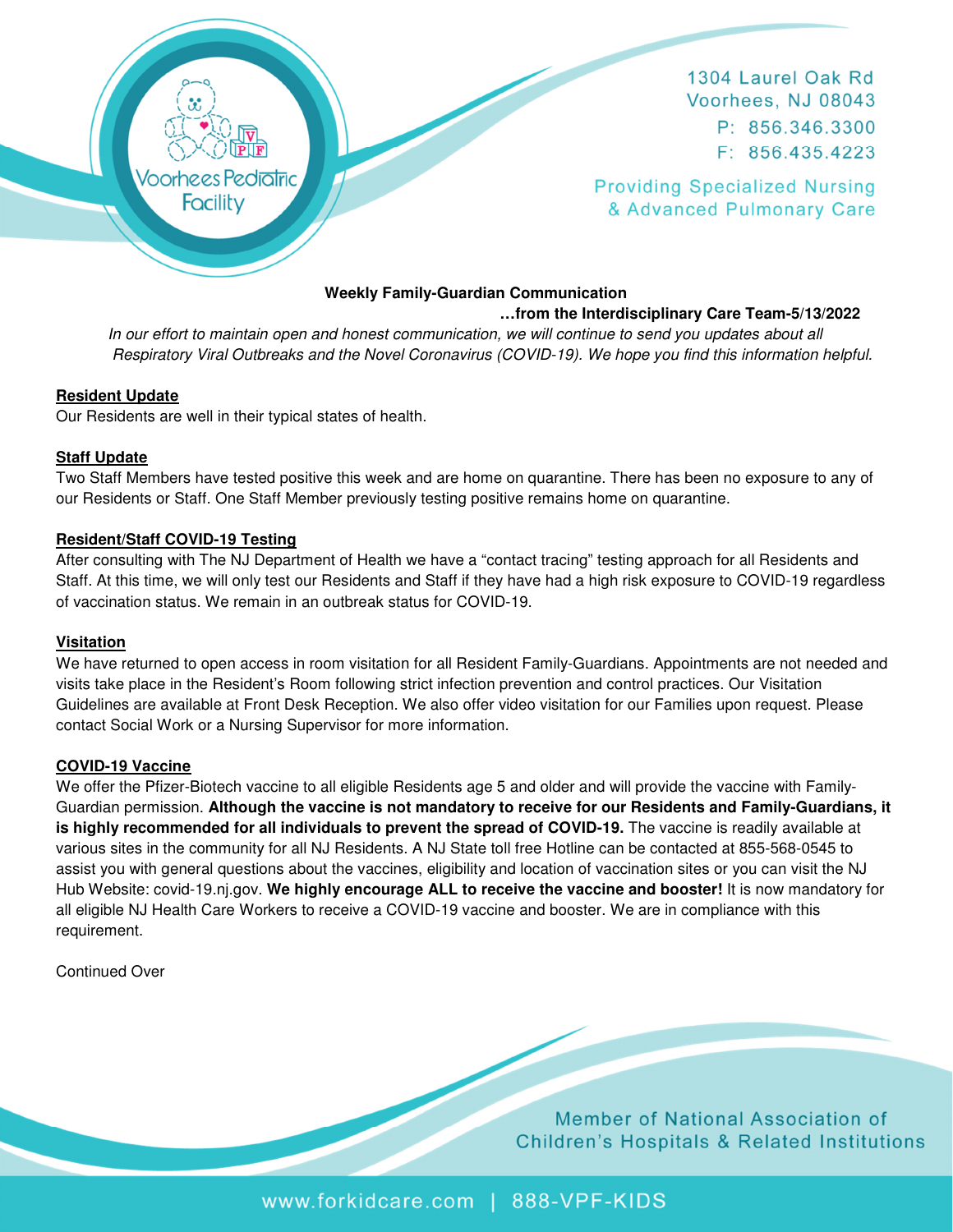Voorhees Pediatric Facility

1304 Laurel Oak Rd
Voorhees, NJ 08043
P: 856.346.3300
F: 856.435.4223

Providing Specialized Nursing & Advanced Pulmonary Care

**Weekly Family-Guardian Communication**

**…from the Interdisciplinary Care Team-5/13/2022**

*In our effort to maintain open and honest communication, we will continue to send you updates about all Respiratory Viral Outbreaks and the Novel Coronavirus (COVID-19). We hope you find this information helpful.*

## Resident Update

Our Residents are well in their typical states of health.

## Staff Update

Two Staff Members have tested positive this week and are home on quarantine. There has been no exposure to any of our Residents or Staff. One Staff Member previously testing positive remains home on quarantine.

## Resident/Staff COVID-19 Testing

After consulting with The NJ Department of Health we have a "contact tracing" testing approach for all Residents and Staff. At this time, we will only test our Residents and Staff if they have had a high risk exposure to COVID-19 regardless of vaccination status. We remain in an outbreak status for COVID-19.

## Visitation

We have returned to open access in room visitation for all Resident Family-Guardians. Appointments are not needed and visits take place in the Resident's Room following strict infection prevention and control practices. Our Visitation Guidelines are available at Front Desk Reception. We also offer video visitation for our Families upon request. Please contact Social Work or a Nursing Supervisor for more information.

## COVID-19 Vaccine

We offer the Pfizer-Biotech vaccine to all eligible Residents age 5 and older and will provide the vaccine with Family-Guardian permission. **Although the vaccine is not mandatory to receive for our Residents and Family-Guardians, it is highly recommended for all individuals to prevent the spread of COVID-19.** The vaccine is readily available at various sites in the community for all NJ Residents. A NJ State toll free Hotline can be contacted at 855-568-0545 to assist you with general questions about the vaccines, eligibility and location of vaccination sites or you can visit the NJ Hub Website: covid-19.nj.gov. **We highly encourage ALL to receive the vaccine and booster!** It is now mandatory for all eligible NJ Health Care Workers to receive a COVID-19 vaccine and booster. We are in compliance with this requirement.

Continued Over

Member of National Association of Children's Hospitals & Related Institutions

www.forkidcare.com | 888-VPF-KIDS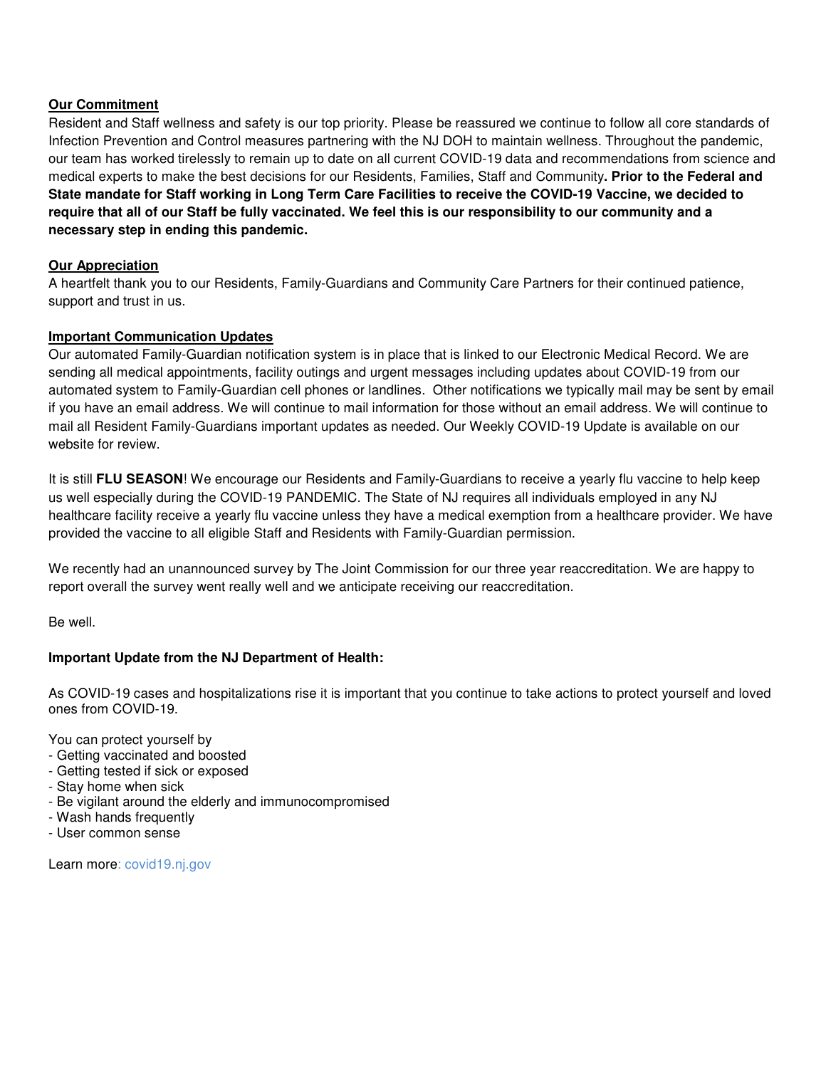**Our Commitment**

Resident and Staff wellness and safety is our top priority. Please be reassured we continue to follow all core standards of Infection Prevention and Control measures partnering with the NJ DOH to maintain wellness. Throughout the pandemic, our team has worked tirelessly to remain up to date on all current COVID-19 data and recommendations from science and medical experts to make the best decisions for our Residents, Families, Staff and Community**. Prior to the Federal and State mandate for Staff working in Long Term Care Facilities to receive the COVID-19 Vaccine, we decided to require that all of our Staff be fully vaccinated. We feel this is our responsibility to our community and a necessary step in ending this pandemic.**

**Our Appreciation**

A heartfelt thank you to our Residents, Family-Guardians and Community Care Partners for their continued patience, support and trust in us.

**Important Communication Updates**

Our automated Family-Guardian notification system is in place that is linked to our Electronic Medical Record. We are sending all medical appointments, facility outings and urgent messages including updates about COVID-19 from our automated system to Family-Guardian cell phones or landlines. Other notifications we typically mail may be sent by email if you have an email address. We will continue to mail information for those without an email address. We will continue to mail all Resident Family-Guardians important updates as needed. Our Weekly COVID-19 Update is available on our website for review.

It is still **FLU SEASON**! We encourage our Residents and Family-Guardians to receive a yearly flu vaccine to help keep us well especially during the COVID-19 PANDEMIC. The State of NJ requires all individuals employed in any NJ healthcare facility receive a yearly flu vaccine unless they have a medical exemption from a healthcare provider. We have provided the vaccine to all eligible Staff and Residents with Family-Guardian permission.

We recently had an unannounced survey by The Joint Commission for our three year reaccreditation. We are happy to report overall the survey went really well and we anticipate receiving our reaccreditation.

Be well.

**Important Update from the NJ Department of Health:**

As COVID-19 cases and hospitalizations rise it is important that you continue to take actions to protect yourself and loved ones from COVID-19.

You can protect yourself by
- Getting vaccinated and boosted
- Getting tested if sick or exposed
- Stay home when sick
- Be vigilant around the elderly and immunocompromised
- Wash hands frequently
- User common sense

Learn more: covid19.nj.gov